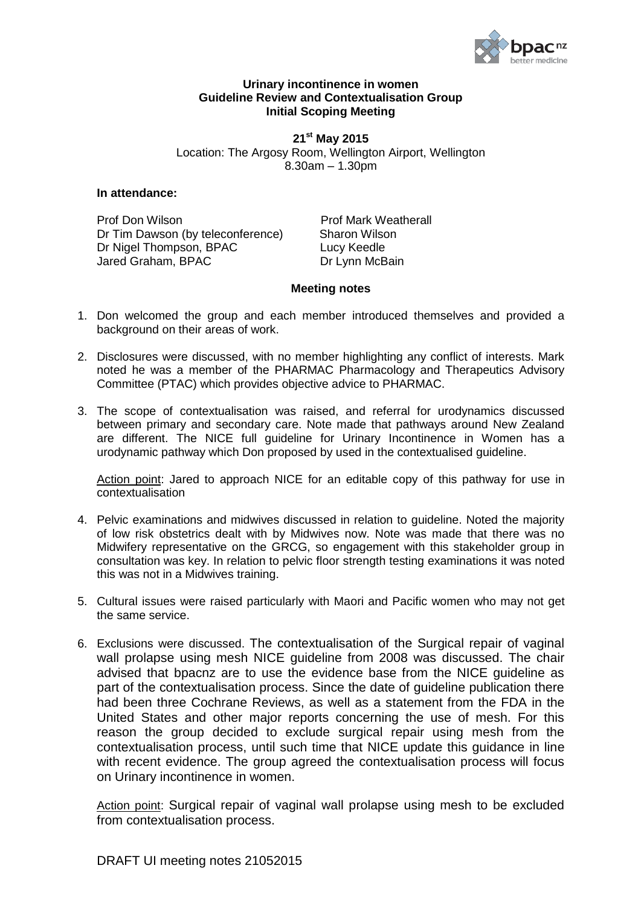**Urinary incontinence in women**
**Guideline Review and Contextualisation Group**
**Initial Scoping Meeting**

**21st May 2015**
Location: The Argosy Room, Wellington Airport, Wellington
8.30am – 1.30pm

**In attendance:**

Prof Don Wilson
Dr Tim Dawson (by teleconference)
Dr Nigel Thompson, BPAC
Jared Graham, BPAC
Prof Mark Weatherall
Sharon Wilson
Lucy Keedle
Dr Lynn McBain

**Meeting notes**

1. Don welcomed the group and each member introduced themselves and provided a background on their areas of work.

2. Disclosures were discussed, with no member highlighting any conflict of interests. Mark noted he was a member of the PHARMAC Pharmacology and Therapeutics Advisory Committee (PTAC) which provides objective advice to PHARMAC.

3. The scope of contextualisation was raised, and referral for urodynamics discussed between primary and secondary care. Note made that pathways around New Zealand are different. The NICE full guideline for Urinary Incontinence in Women has a urodynamic pathway which Don proposed by used in the contextualised guideline.

   Action point: Jared to approach NICE for an editable copy of this pathway for use in contextualisation

4. Pelvic examinations and midwives discussed in relation to guideline. Noted the majority of low risk obstetrics dealt with by Midwives now. Note was made that there was no Midwifery representative on the GRCG, so engagement with this stakeholder group in consultation was key. In relation to pelvic floor strength testing examinations it was noted this was not in a Midwives training.

5. Cultural issues were raised particularly with Maori and Pacific women who may not get the same service.

6. Exclusions were discussed. The contextualisation of the Surgical repair of vaginal wall prolapse using mesh NICE guideline from 2008 was discussed. The chair advised that bpacnz are to use the evidence base from the NICE guideline as part of the contextualisation process. Since the date of guideline publication there had been three Cochrane Reviews, as well as a statement from the FDA in the United States and other major reports concerning the use of mesh. For this reason the group decided to exclude surgical repair using mesh from the contextualisation process, until such time that NICE update this guidance in line with recent evidence. The group agreed the contextualisation process will focus on Urinary incontinence in women.

   Action point: Surgical repair of vaginal wall prolapse using mesh to be excluded from contextualisation process.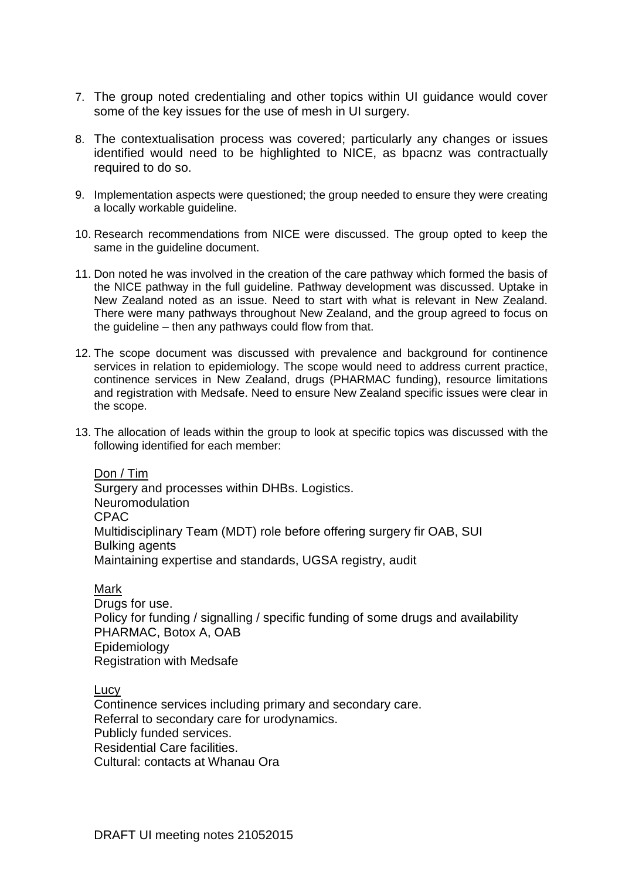7. The group noted credentialing and other topics within UI guidance would cover some of the key issues for the use of mesh in UI surgery.

8. The contextualisation process was covered; particularly any changes or issues identified would need to be highlighted to NICE, as bpacnz was contractually required to do so.

9. Implementation aspects were questioned; the group needed to ensure they were creating a locally workable guideline.

10. Research recommendations from NICE were discussed. The group opted to keep the same in the guideline document.

11. Don noted he was involved in the creation of the care pathway which formed the basis of the NICE pathway in the full guideline. Pathway development was discussed. Uptake in New Zealand noted as an issue. Need to start with what is relevant in New Zealand. There were many pathways throughout New Zealand, and the group agreed to focus on the guideline – then any pathways could flow from that.

12. The scope document was discussed with prevalence and background for continence services in relation to epidemiology. The scope would need to address current practice, continence services in New Zealand, drugs (PHARMAC funding), resource limitations and registration with Medsafe. Need to ensure New Zealand specific issues were clear in the scope.

13. The allocation of leads within the group to look at specific topics was discussed with the following identified for each member:

    Don / Tim
    Surgery and processes within DHBs. Logistics.
    Neuromodulation
    CPAC
    Multidisciplinary Team (MDT) role before offering surgery fir OAB, SUI
    Bulking agents
    Maintaining expertise and standards, UGSA registry, audit

    Mark
    Drugs for use.
    Policy for funding / signalling / specific funding of some drugs and availability
    PHARMAC, Botox A, OAB
    Epidemiology
    Registration with Medsafe

    Lucy
    Continence services including primary and secondary care.
    Referral to secondary care for urodynamics.
    Publicly funded services.
    Residential Care facilities.
    Cultural: contacts at Whanau Ora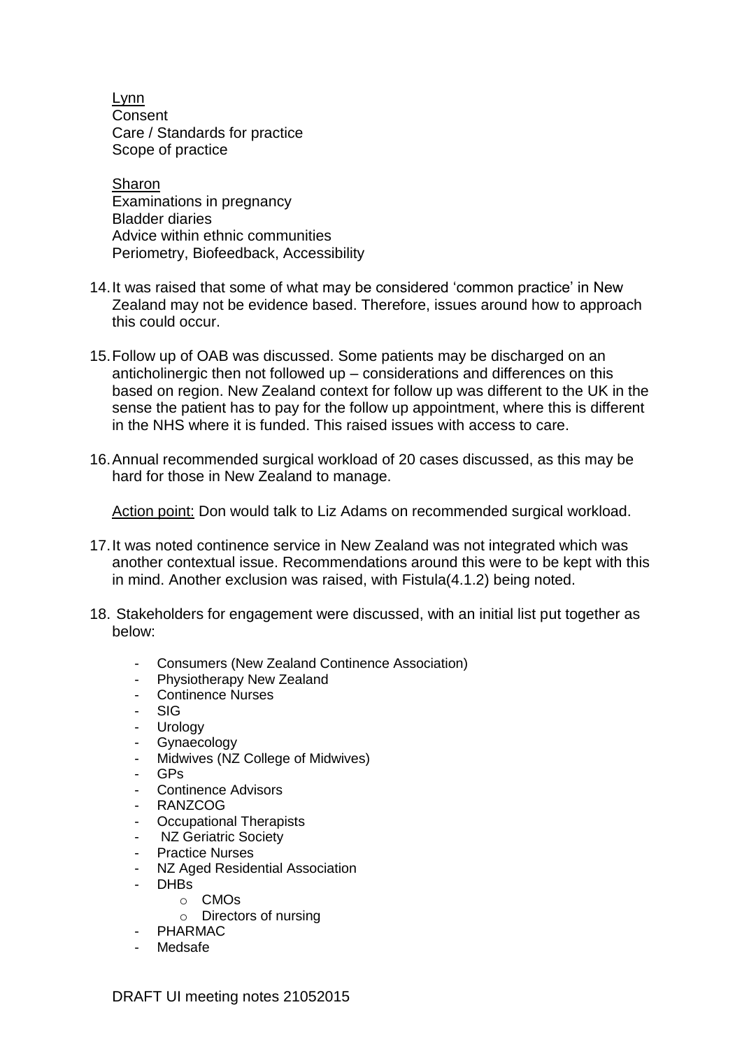Lynn
Consent
Care / Standards for practice
Scope of practice

Sharon
Examinations in pregnancy
Bladder diaries
Advice within ethnic communities
Periometry, Biofeedback, Accessibility

14. It was raised that some of what may be considered 'common practice' in New Zealand may not be evidence based. Therefore, issues around how to approach this could occur.

15. Follow up of OAB was discussed. Some patients may be discharged on an anticholinergic then not followed up – considerations and differences on this based on region. New Zealand context for follow up was different to the UK in the sense the patient has to pay for the follow up appointment, where this is different in the NHS where it is funded. This raised issues with access to care.

16. Annual recommended surgical workload of 20 cases discussed, as this may be hard for those in New Zealand to manage.

    Action point: Don would talk to Liz Adams on recommended surgical workload.

17. It was noted continence service in New Zealand was not integrated which was another contextual issue. Recommendations around this were to be kept with this in mind. Another exclusion was raised, with Fistula(4.1.2) being noted.

18. Stakeholders for engagement were discussed, with an initial list put together as below:

    - Consumers (New Zealand Continence Association)
    - Physiotherapy New Zealand
    - Continence Nurses
    - SIG
    - Urology
    - Gynaecology
    - Midwives (NZ College of Midwives)
    - GPs
    - Continence Advisors
    - RANZCOG
    - Occupational Therapists
    - NZ Geriatric Society
    - Practice Nurses
    - NZ Aged Residential Association
    - DHBs
        - CMOs
        - Directors of nursing
    - PHARMAC
    - Medsafe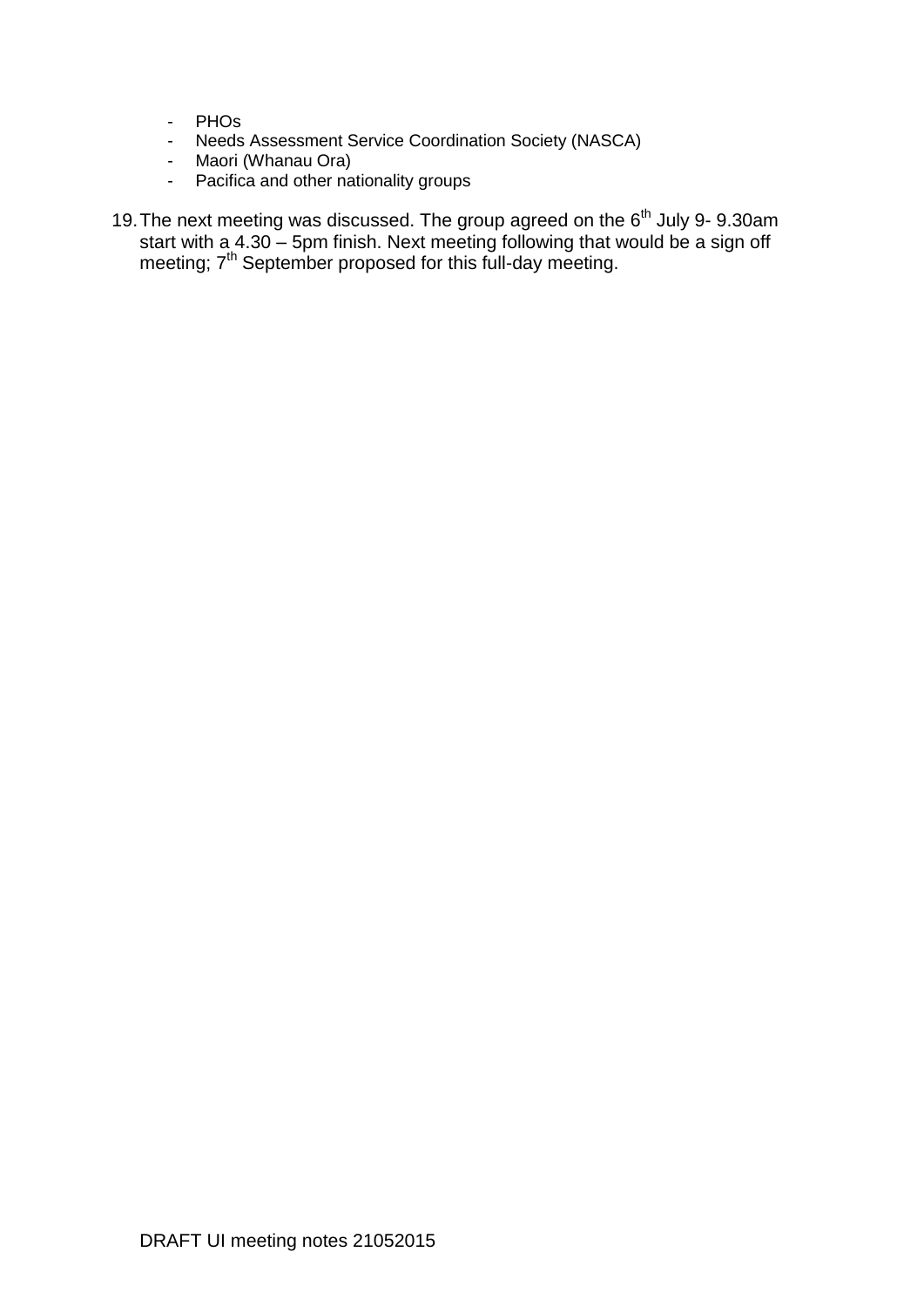- PHOs
- Needs Assessment Service Coordination Society (NASCA)
- Maori (Whanau Ora)
- Pacifica and other nationality groups

19. The next meeting was discussed. The group agreed on the 6th July 9- 9.30am start with a 4.30 – 5pm finish. Next meeting following that would be a sign off meeting; 7th September proposed for this full-day meeting.